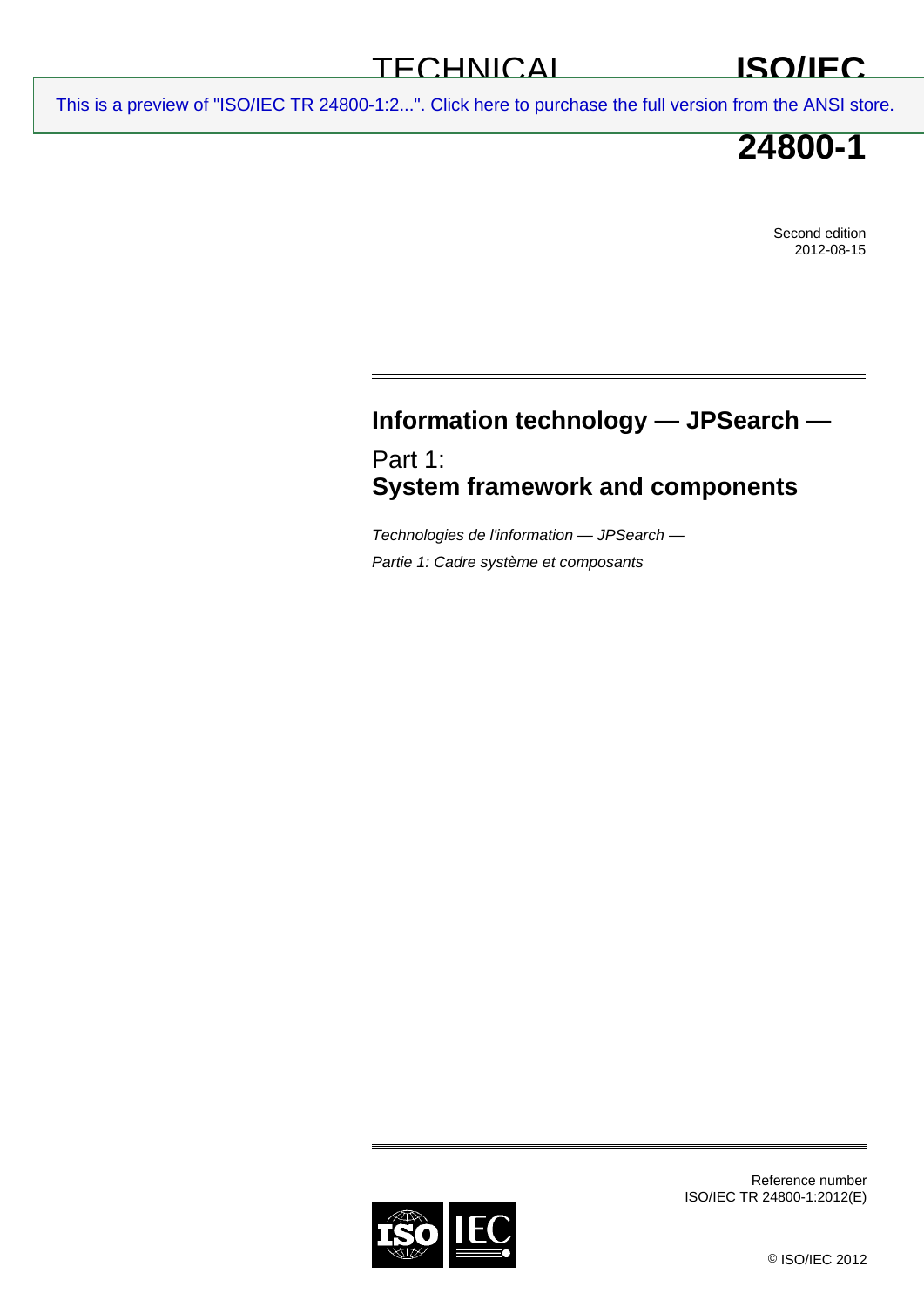TECHNICAL REPORT

# ISO/IEC TR 24800-1

Second edition
2012-08-15

## Information technology — JPSearch —

Part 1:
**System framework and components**

*Technologies de l'information — JPSearch —*

*Partie 1: Cadre système et composants*

Reference number
ISO/IEC TR 24800-1:2012(E)

© ISO/IEC 2012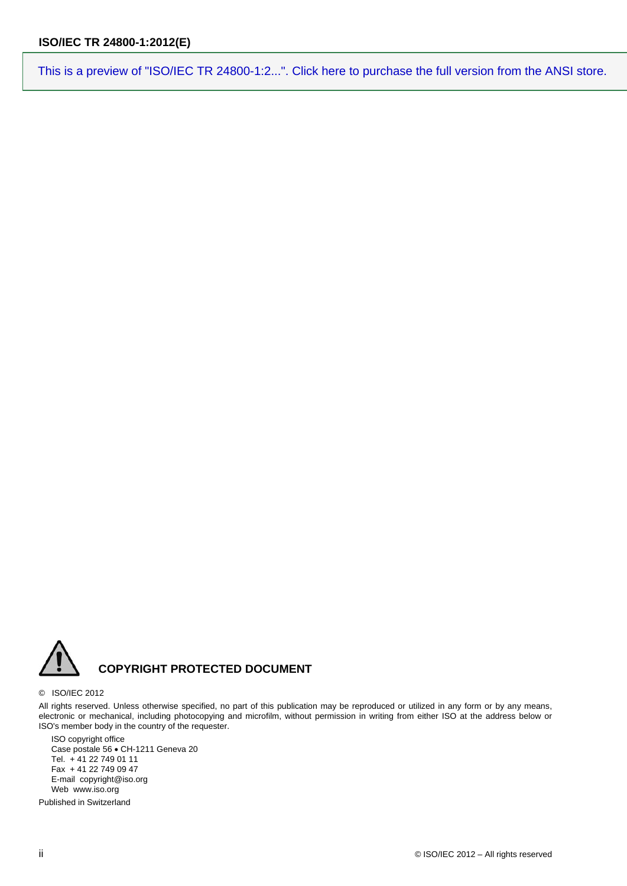This is a preview of "ISO/IEC TR 24800-1:2...". Click here to purchase the full version from the ANSI store.

**COPYRIGHT PROTECTED DOCUMENT**

© ISO/IEC 2012

All rights reserved. Unless otherwise specified, no part of this publication may be reproduced or utilized in any form or by any means, electronic or mechanical, including photocopying and microfilm, without permission in writing from either ISO at the address below or ISO's member body in the country of the requester.

ISO copyright office
Case postale 56 • CH-1211 Geneva 20
Tel. + 41 22 749 01 11
Fax + 41 22 749 09 47
E-mail copyright@iso.org
Web www.iso.org

Published in Switzerland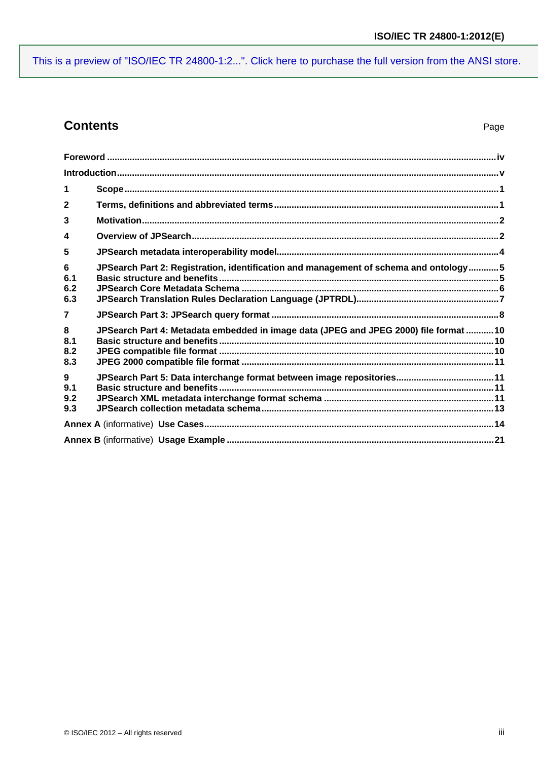## Contents

Page

**Foreword** .......... iv

**Introduction** .......... v

**1 Scope** .......... 1

**2 Terms, definitions and abbreviated terms** .......... 1

**3 Motivation** .......... 2

**4 Overview of JPSearch** .......... 2

**5 JPSearch metadata interoperability model** .......... 4

**6 JPSearch Part 2: Registration, identification and management of schema and ontology** .......... 5
**6.1 Basic structure and benefits** .......... 5
**6.2 JPSearch Core Metadata Schema** .......... 6
**6.3 JPSearch Translation Rules Declaration Language (JPTRDL)** .......... 7

**7 JPSearch Part 3: JPSearch query format** .......... 8

**8 JPSearch Part 4: Metadata embedded in image data (JPEG and JPEG 2000) file format** .......... 10
**8.1 Basic structure and benefits** .......... 10
**8.2 JPEG compatible file format** .......... 10
**8.3 JPEG 2000 compatible file format** .......... 11

**9 JPSearch Part 5: Data interchange format between image repositories** .......... 11
**9.1 Basic structure and benefits** .......... 11
**9.2 JPSearch XML metadata interchange format schema** .......... 11
**9.3 JPSearch collection metadata schema** .......... 13

**Annex A** (informative) **Use Cases** .......... 14

**Annex B** (informative) **Usage Example** .......... 21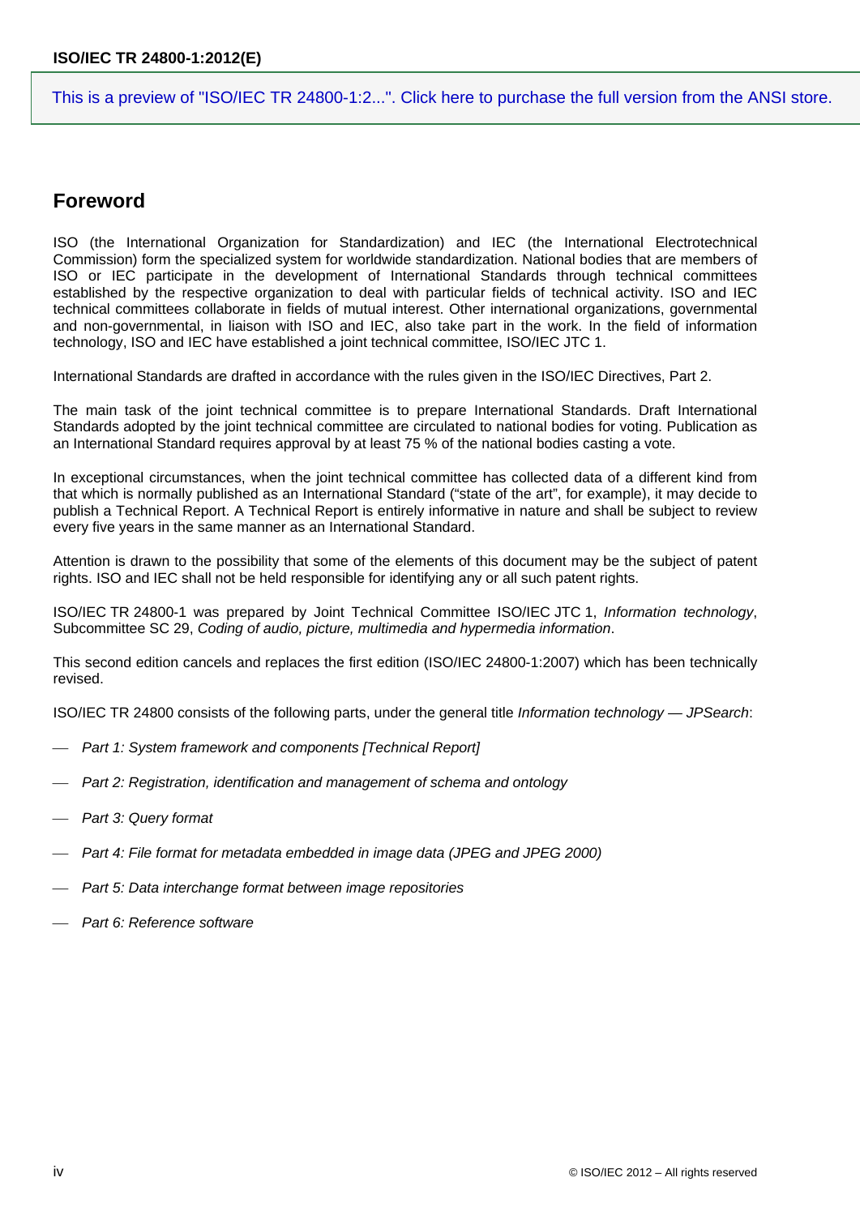## Foreword

ISO (the International Organization for Standardization) and IEC (the International Electrotechnical Commission) form the specialized system for worldwide standardization. National bodies that are members of ISO or IEC participate in the development of International Standards through technical committees established by the respective organization to deal with particular fields of technical activity. ISO and IEC technical committees collaborate in fields of mutual interest. Other international organizations, governmental and non-governmental, in liaison with ISO and IEC, also take part in the work. In the field of information technology, ISO and IEC have established a joint technical committee, ISO/IEC JTC 1.

International Standards are drafted in accordance with the rules given in the ISO/IEC Directives, Part 2.

The main task of the joint technical committee is to prepare International Standards. Draft International Standards adopted by the joint technical committee are circulated to national bodies for voting. Publication as an International Standard requires approval by at least 75 % of the national bodies casting a vote.

In exceptional circumstances, when the joint technical committee has collected data of a different kind from that which is normally published as an International Standard ("state of the art", for example), it may decide to publish a Technical Report. A Technical Report is entirely informative in nature and shall be subject to review every five years in the same manner as an International Standard.

Attention is drawn to the possibility that some of the elements of this document may be the subject of patent rights. ISO and IEC shall not be held responsible for identifying any or all such patent rights.

ISO/IEC TR 24800-1 was prepared by Joint Technical Committee ISO/IEC JTC 1, *Information technology*, Subcommittee SC 29, *Coding of audio, picture, multimedia and hypermedia information*.

This second edition cancels and replaces the first edition (ISO/IEC 24800-1:2007) which has been technically revised.

ISO/IEC TR 24800 consists of the following parts, under the general title *Information technology — JPSearch*:

- *Part 1: System framework and components [Technical Report]*
- *Part 2: Registration, identification and management of schema and ontology*
- *Part 3: Query format*
- *Part 4: File format for metadata embedded in image data (JPEG and JPEG 2000)*
- *Part 5: Data interchange format between image repositories*
- *Part 6: Reference software*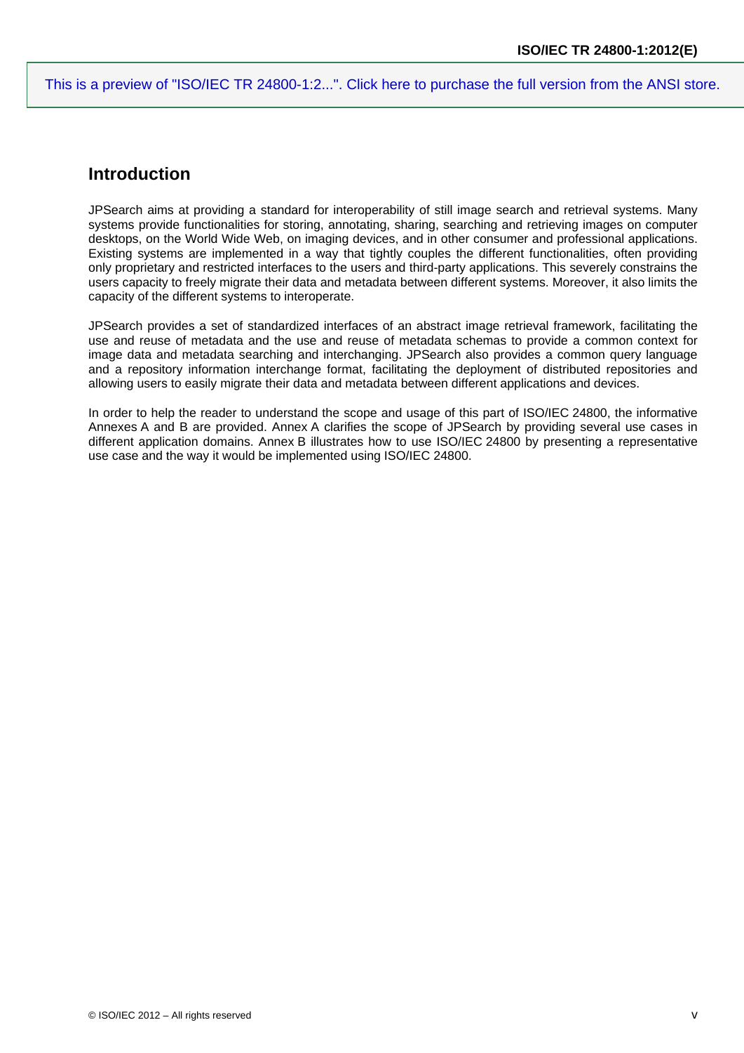## Introduction

JPSearch aims at providing a standard for interoperability of still image search and retrieval systems. Many systems provide functionalities for storing, annotating, sharing, searching and retrieving images on computer desktops, on the World Wide Web, on imaging devices, and in other consumer and professional applications. Existing systems are implemented in a way that tightly couples the different functionalities, often providing only proprietary and restricted interfaces to the users and third-party applications. This severely constrains the users capacity to freely migrate their data and metadata between different systems. Moreover, it also limits the capacity of the different systems to interoperate.

JPSearch provides a set of standardized interfaces of an abstract image retrieval framework, facilitating the use and reuse of metadata and the use and reuse of metadata schemas to provide a common context for image data and metadata searching and interchanging. JPSearch also provides a common query language and a repository information interchange format, facilitating the deployment of distributed repositories and allowing users to easily migrate their data and metadata between different applications and devices.

In order to help the reader to understand the scope and usage of this part of ISO/IEC 24800, the informative Annexes A and B are provided. Annex A clarifies the scope of JPSearch by providing several use cases in different application domains. Annex B illustrates how to use ISO/IEC 24800 by presenting a representative use case and the way it would be implemented using ISO/IEC 24800.